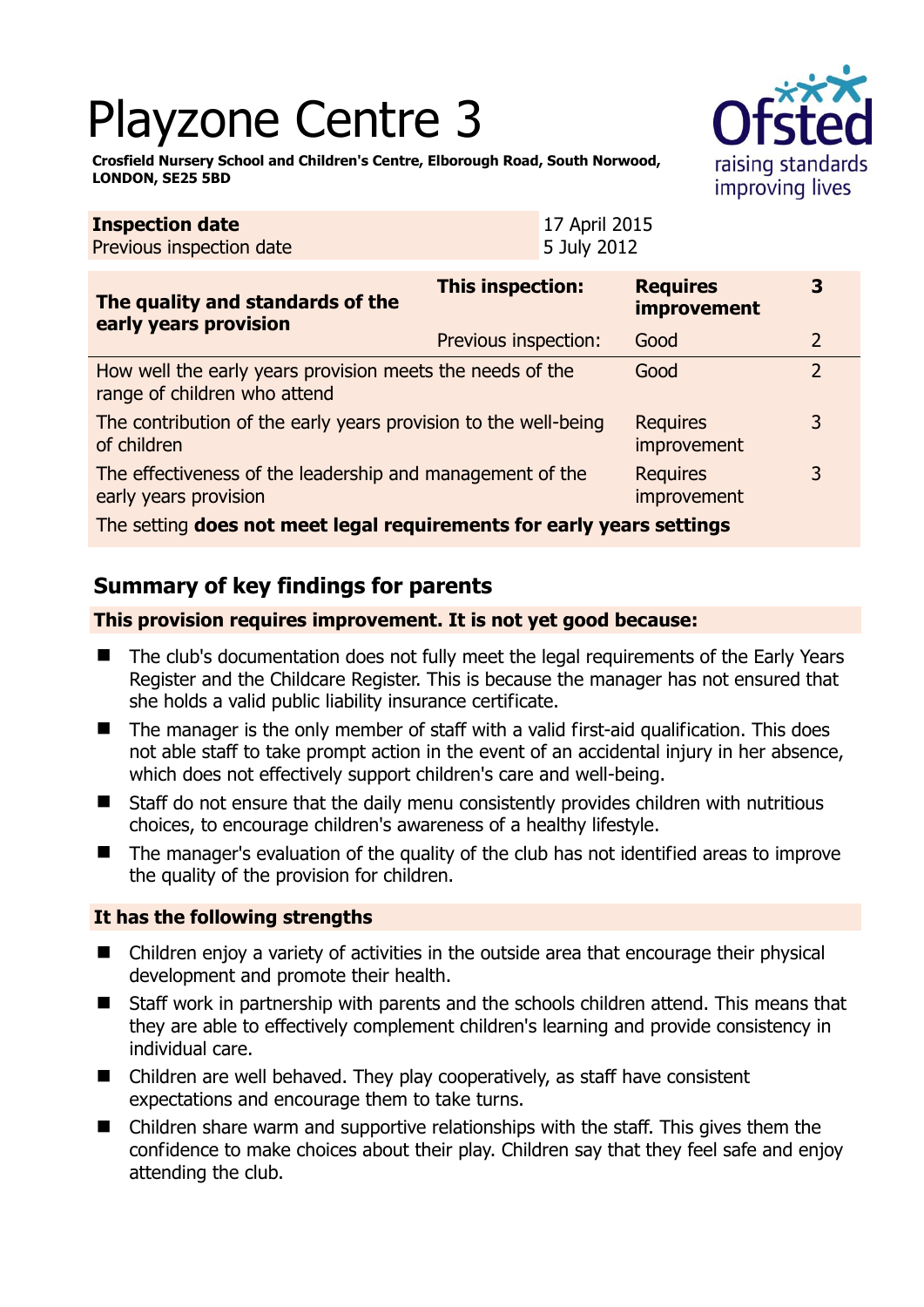# Playzone Centre 3

**Crosfield Nursery School and Children's Centre, Elborough Road, South Norwood, LONDON, SE25 5BD**

| **Inspection date** | 17 April 2015 |
| --- | --- |
| Previous inspection date | 5 July 2012 |

| **The quality and standards of the early years provision** | **This inspection:** | **Requires improvement** | **3** |
| --- | --- | --- | --- |
| | Previous inspection: | Good | 2 |
| How well the early years provision meets the needs of the range of children who attend | | Good | 2 |
| The contribution of the early years provision to the well-being of children | | Requires improvement | 3 |
| The effectiveness of the leadership and management of the early years provision | | Requires improvement | 3 |
| The setting **does not meet legal requirements for early years settings** | | | |

## Summary of key findings for parents

**This provision requires improvement. It is not yet good because:**

- The club's documentation does not fully meet the legal requirements of the Early Years Register and the Childcare Register. This is because the manager has not ensured that she holds a valid public liability insurance certificate.
- The manager is the only member of staff with a valid first-aid qualification. This does not able staff to take prompt action in the event of an accidental injury in her absence, which does not effectively support children's care and well-being.
- Staff do not ensure that the daily menu consistently provides children with nutritious choices, to encourage children's awareness of a healthy lifestyle.
- The manager's evaluation of the quality of the club has not identified areas to improve the quality of the provision for children.

**It has the following strengths**

- Children enjoy a variety of activities in the outside area that encourage their physical development and promote their health.
- Staff work in partnership with parents and the schools children attend. This means that they are able to effectively complement children's learning and provide consistency in individual care.
- Children are well behaved. They play cooperatively, as staff have consistent expectations and encourage them to take turns.
- Children share warm and supportive relationships with the staff. This gives them the confidence to make choices about their play. Children say that they feel safe and enjoy attending the club.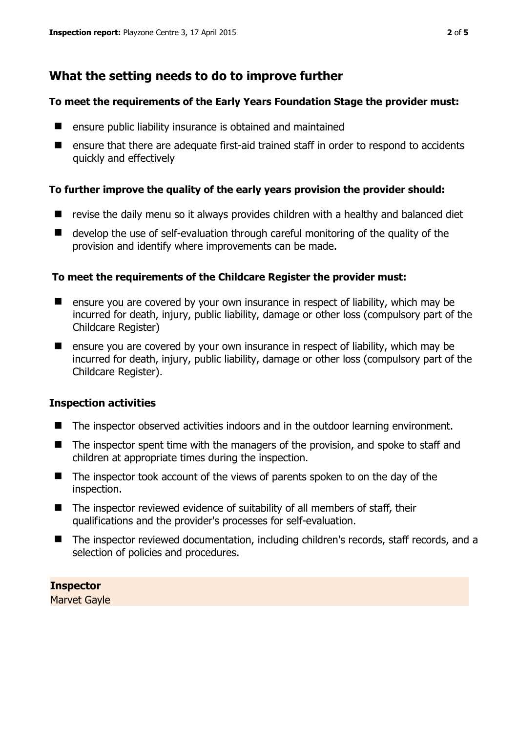## What the setting needs to do to improve further

### To meet the requirements of the Early Years Foundation Stage the provider must:

- ensure public liability insurance is obtained and maintained
- ensure that there are adequate first-aid trained staff in order to respond to accidents quickly and effectively

### To further improve the quality of the early years provision the provider should:

- revise the daily menu so it always provides children with a healthy and balanced diet
- develop the use of self-evaluation through careful monitoring of the quality of the provision and identify where improvements can be made.

### To meet the requirements of the Childcare Register the provider must:

- ensure you are covered by your own insurance in respect of liability, which may be incurred for death, injury, public liability, damage or other loss (compulsory part of the Childcare Register)
- ensure you are covered by your own insurance in respect of liability, which may be incurred for death, injury, public liability, damage or other loss (compulsory part of the Childcare Register).

## Inspection activities

- The inspector observed activities indoors and in the outdoor learning environment.
- The inspector spent time with the managers of the provision, and spoke to staff and children at appropriate times during the inspection.
- The inspector took account of the views of parents spoken to on the day of the inspection.
- The inspector reviewed evidence of suitability of all members of staff, their qualifications and the provider's processes for self-evaluation.
- The inspector reviewed documentation, including children's records, staff records, and a selection of policies and procedures.

**Inspector**
Marvet Gayle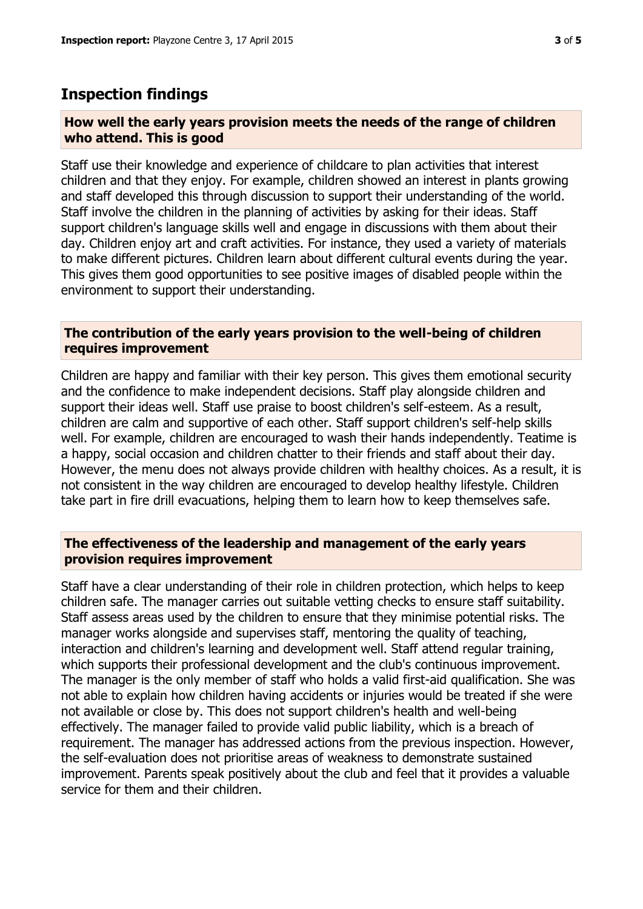## Inspection findings

### How well the early years provision meets the needs of the range of children who attend. This is good

Staff use their knowledge and experience of childcare to plan activities that interest children and that they enjoy. For example, children showed an interest in plants growing and staff developed this through discussion to support their understanding of the world. Staff involve the children in the planning of activities by asking for their ideas. Staff support children's language skills well and engage in discussions with them about their day. Children enjoy art and craft activities. For instance, they used a variety of materials to make different pictures. Children learn about different cultural events during the year. This gives them good opportunities to see positive images of disabled people within the environment to support their understanding.

### The contribution of the early years provision to the well-being of children requires improvement

Children are happy and familiar with their key person. This gives them emotional security and the confidence to make independent decisions. Staff play alongside children and support their ideas well. Staff use praise to boost children's self-esteem. As a result, children are calm and supportive of each other. Staff support children's self-help skills well. For example, children are encouraged to wash their hands independently. Teatime is a happy, social occasion and children chatter to their friends and staff about their day. However, the menu does not always provide children with healthy choices. As a result, it is not consistent in the way children are encouraged to develop healthy lifestyle. Children take part in fire drill evacuations, helping them to learn how to keep themselves safe.

### The effectiveness of the leadership and management of the early years provision requires improvement

Staff have a clear understanding of their role in children protection, which helps to keep children safe. The manager carries out suitable vetting checks to ensure staff suitability. Staff assess areas used by the children to ensure that they minimise potential risks. The manager works alongside and supervises staff, mentoring the quality of teaching, interaction and children's learning and development well. Staff attend regular training, which supports their professional development and the club's continuous improvement. The manager is the only member of staff who holds a valid first-aid qualification. She was not able to explain how children having accidents or injuries would be treated if she were not available or close by. This does not support children's health and well-being effectively. The manager failed to provide valid public liability, which is a breach of requirement. The manager has addressed actions from the previous inspection. However, the self-evaluation does not prioritise areas of weakness to demonstrate sustained improvement. Parents speak positively about the club and feel that it provides a valuable service for them and their children.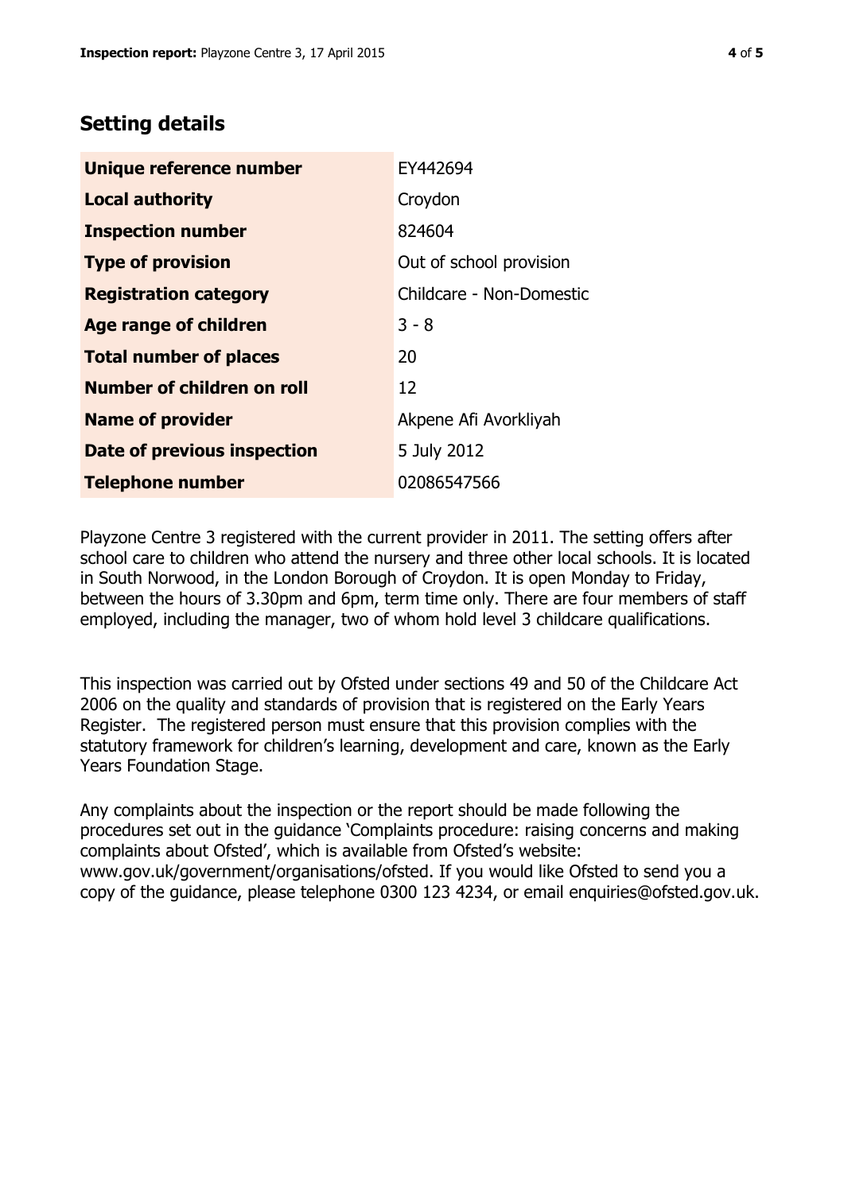## Setting details

| | |
|---|---|
| **Unique reference number** | EY442694 |
| **Local authority** | Croydon |
| **Inspection number** | 824604 |
| **Type of provision** | Out of school provision |
| **Registration category** | Childcare - Non-Domestic |
| **Age range of children** | 3 - 8 |
| **Total number of places** | 20 |
| **Number of children on roll** | 12 |
| **Name of provider** | Akpene Afi Avorkliyah |
| **Date of previous inspection** | 5 July 2012 |
| **Telephone number** | 02086547566 |

Playzone Centre 3 registered with the current provider in 2011. The setting offers after school care to children who attend the nursery and three other local schools. It is located in South Norwood, in the London Borough of Croydon. It is open Monday to Friday, between the hours of 3.30pm and 6pm, term time only. There are four members of staff employed, including the manager, two of whom hold level 3 childcare qualifications.

This inspection was carried out by Ofsted under sections 49 and 50 of the Childcare Act 2006 on the quality and standards of provision that is registered on the Early Years Register. The registered person must ensure that this provision complies with the statutory framework for children's learning, development and care, known as the Early Years Foundation Stage.

Any complaints about the inspection or the report should be made following the procedures set out in the guidance 'Complaints procedure: raising concerns and making complaints about Ofsted', which is available from Ofsted's website: www.gov.uk/government/organisations/ofsted. If you would like Ofsted to send you a copy of the guidance, please telephone 0300 123 4234, or email enquiries@ofsted.gov.uk.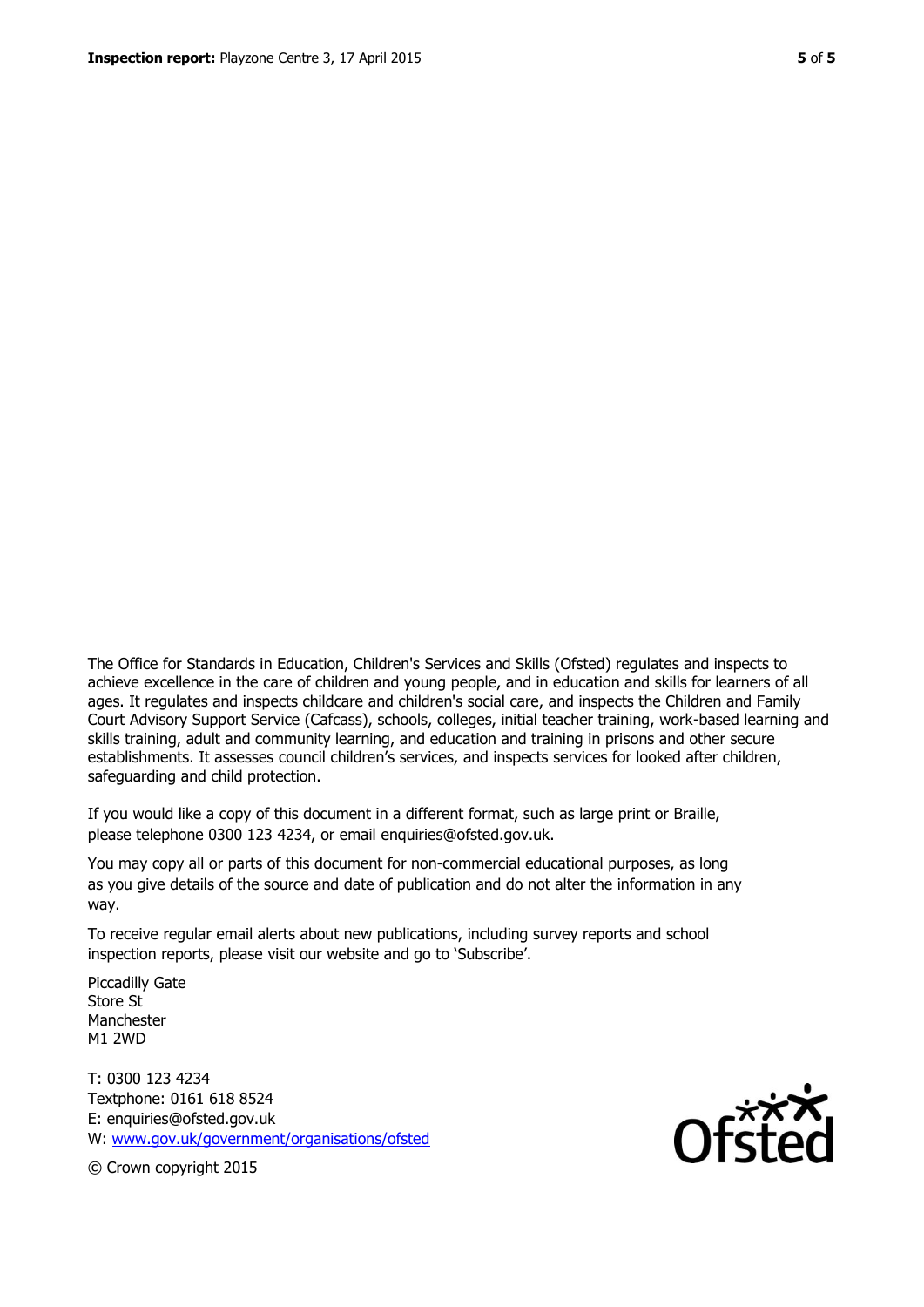The Office for Standards in Education, Children's Services and Skills (Ofsted) regulates and inspects to achieve excellence in the care of children and young people, and in education and skills for learners of all ages. It regulates and inspects childcare and children's social care, and inspects the Children and Family Court Advisory Support Service (Cafcass), schools, colleges, initial teacher training, work-based learning and skills training, adult and community learning, and education and training in prisons and other secure establishments. It assesses council children's services, and inspects services for looked after children, safeguarding and child protection.

If you would like a copy of this document in a different format, such as large print or Braille, please telephone 0300 123 4234, or email enquiries@ofsted.gov.uk.

You may copy all or parts of this document for non-commercial educational purposes, as long as you give details of the source and date of publication and do not alter the information in any way.

To receive regular email alerts about new publications, including survey reports and school inspection reports, please visit our website and go to 'Subscribe'.

Piccadilly Gate
Store St
Manchester
M1 2WD

T: 0300 123 4234
Textphone: 0161 618 8524
E: enquiries@ofsted.gov.uk
W: [www.gov.uk/government/organisations/ofsted](http://www.gov.uk/government/organisations/ofsted)

© Crown copyright 2015